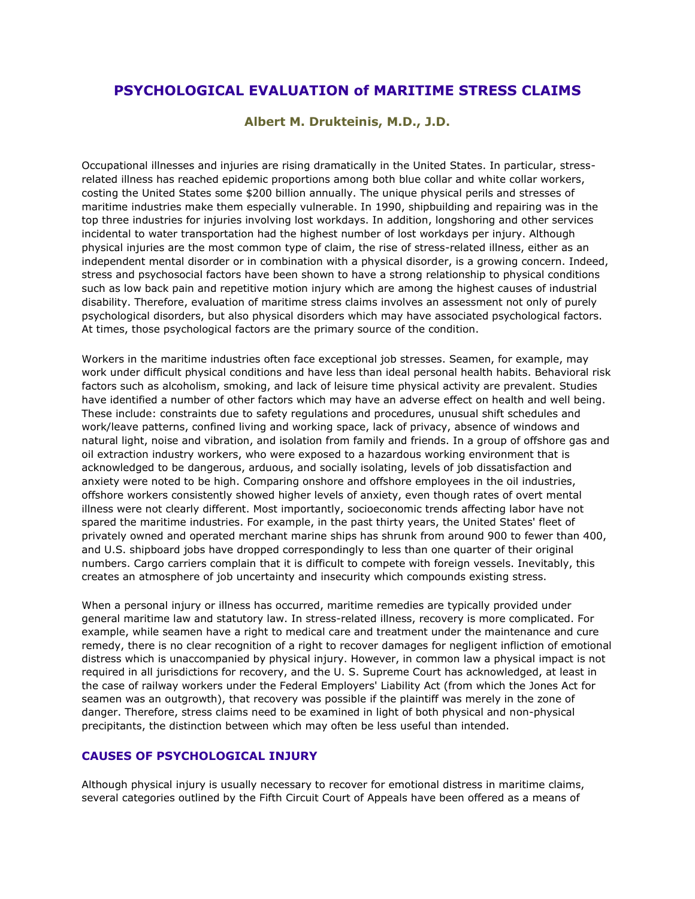# PSYCHOLOGICAL EVALUATION of MARITIME STRESS CLAIMS

**Albert M. Drukteinis, M.D., J.D.**

Occupational illnesses and injuries are rising dramatically in the United States. In particular, stress-related illness has reached epidemic proportions among both blue collar and white collar workers, costing the United States some $200 billion annually. The unique physical perils and stresses of maritime industries make them especially vulnerable. In 1990, shipbuilding and repairing was in the top three industries for injuries involving lost workdays. In addition, longshoring and other services incidental to water transportation had the highest number of lost workdays per injury. Although physical injuries are the most common type of claim, the rise of stress-related illness, either as an independent mental disorder or in combination with a physical disorder, is a growing concern. Indeed, stress and psychosocial factors have been shown to have a strong relationship to physical conditions such as low back pain and repetitive motion injury which are among the highest causes of industrial disability. Therefore, evaluation of maritime stress claims involves an assessment not only of purely psychological disorders, but also physical disorders which may have associated psychological factors. At times, those psychological factors are the primary source of the condition.

Workers in the maritime industries often face exceptional job stresses. Seamen, for example, may work under difficult physical conditions and have less than ideal personal health habits. Behavioral risk factors such as alcoholism, smoking, and lack of leisure time physical activity are prevalent. Studies have identified a number of other factors which may have an adverse effect on health and well being. These include: constraints due to safety regulations and procedures, unusual shift schedules and work/leave patterns, confined living and working space, lack of privacy, absence of windows and natural light, noise and vibration, and isolation from family and friends. In a group of offshore gas and oil extraction industry workers, who were exposed to a hazardous working environment that is acknowledged to be dangerous, arduous, and socially isolating, levels of job dissatisfaction and anxiety were noted to be high. Comparing onshore and offshore employees in the oil industries, offshore workers consistently showed higher levels of anxiety, even though rates of overt mental illness were not clearly different. Most importantly, socioeconomic trends affecting labor have not spared the maritime industries. For example, in the past thirty years, the United States' fleet of privately owned and operated merchant marine ships has shrunk from around 900 to fewer than 400, and U.S. shipboard jobs have dropped correspondingly to less than one quarter of their original numbers. Cargo carriers complain that it is difficult to compete with foreign vessels. Inevitably, this creates an atmosphere of job uncertainty and insecurity which compounds existing stress.

When a personal injury or illness has occurred, maritime remedies are typically provided under general maritime law and statutory law. In stress-related illness, recovery is more complicated. For example, while seamen have a right to medical care and treatment under the maintenance and cure remedy, there is no clear recognition of a right to recover damages for negligent infliction of emotional distress which is unaccompanied by physical injury. However, in common law a physical impact is not required in all jurisdictions for recovery, and the U. S. Supreme Court has acknowledged, at least in the case of railway workers under the Federal Employers' Liability Act (from which the Jones Act for seamen was an outgrowth), that recovery was possible if the plaintiff was merely in the zone of danger. Therefore, stress claims need to be examined in light of both physical and non-physical precipitants, the distinction between which may often be less useful than intended.

## CAUSES OF PSYCHOLOGICAL INJURY

Although physical injury is usually necessary to recover for emotional distress in maritime claims, several categories outlined by the Fifth Circuit Court of Appeals have been offered as a means of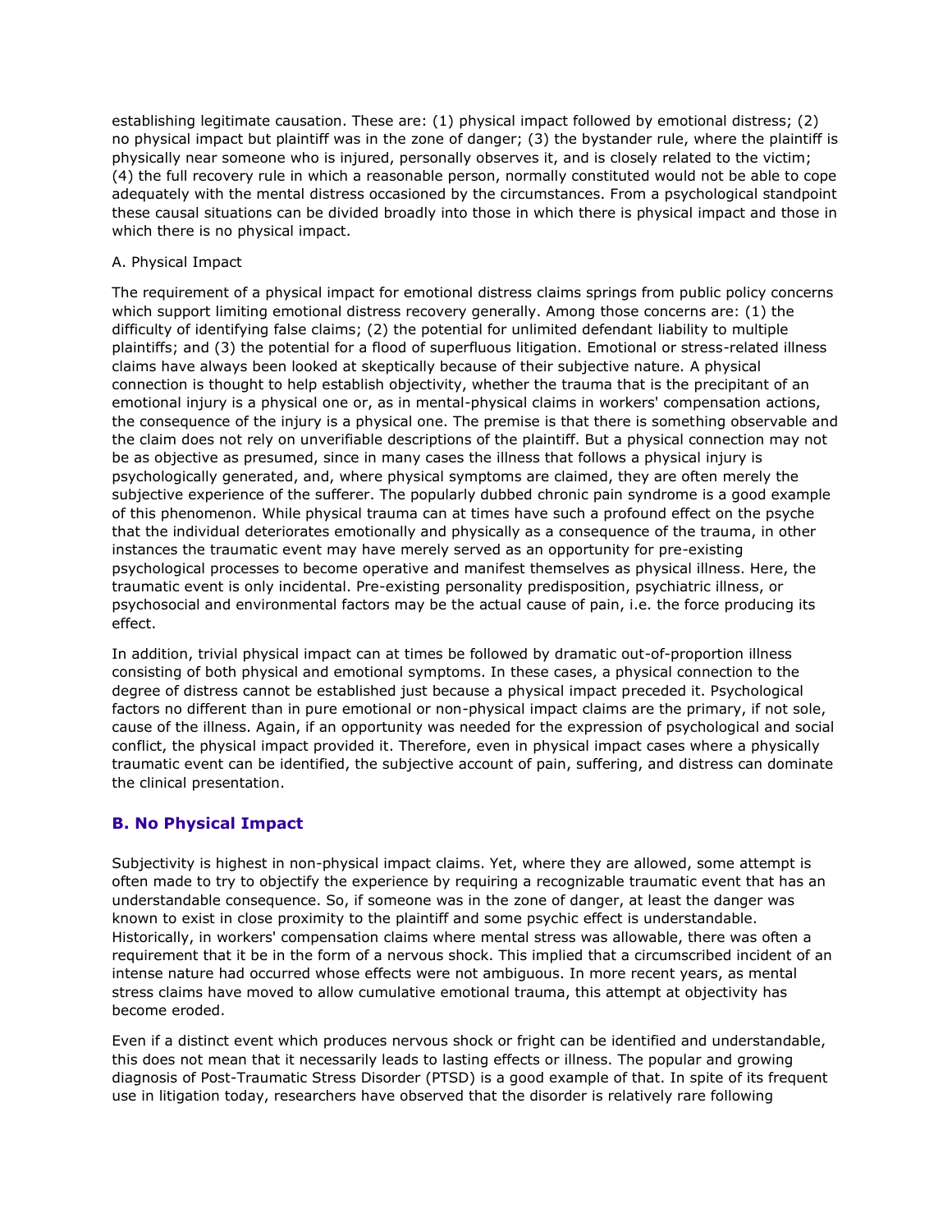establishing legitimate causation. These are: (1) physical impact followed by emotional distress; (2) no physical impact but plaintiff was in the zone of danger; (3) the bystander rule, where the plaintiff is physically near someone who is injured, personally observes it, and is closely related to the victim; (4) the full recovery rule in which a reasonable person, normally constituted would not be able to cope adequately with the mental distress occasioned by the circumstances. From a psychological standpoint these causal situations can be divided broadly into those in which there is physical impact and those in which there is no physical impact.

A. Physical Impact

The requirement of a physical impact for emotional distress claims springs from public policy concerns which support limiting emotional distress recovery generally. Among those concerns are: (1) the difficulty of identifying false claims; (2) the potential for unlimited defendant liability to multiple plaintiffs; and (3) the potential for a flood of superfluous litigation. Emotional or stress-related illness claims have always been looked at skeptically because of their subjective nature. A physical connection is thought to help establish objectivity, whether the trauma that is the precipitant of an emotional injury is a physical one or, as in mental-physical claims in workers' compensation actions, the consequence of the injury is a physical one. The premise is that there is something observable and the claim does not rely on unverifiable descriptions of the plaintiff. But a physical connection may not be as objective as presumed, since in many cases the illness that follows a physical injury is psychologically generated, and, where physical symptoms are claimed, they are often merely the subjective experience of the sufferer. The popularly dubbed chronic pain syndrome is a good example of this phenomenon. While physical trauma can at times have such a profound effect on the psyche that the individual deteriorates emotionally and physically as a consequence of the trauma, in other instances the traumatic event may have merely served as an opportunity for pre-existing psychological processes to become operative and manifest themselves as physical illness. Here, the traumatic event is only incidental. Pre-existing personality predisposition, psychiatric illness, or psychosocial and environmental factors may be the actual cause of pain, i.e. the force producing its effect.

In addition, trivial physical impact can at times be followed by dramatic out-of-proportion illness consisting of both physical and emotional symptoms. In these cases, a physical connection to the degree of distress cannot be established just because a physical impact preceded it. Psychological factors no different than in pure emotional or non-physical impact claims are the primary, if not sole, cause of the illness. Again, if an opportunity was needed for the expression of psychological and social conflict, the physical impact provided it. Therefore, even in physical impact cases where a physically traumatic event can be identified, the subjective account of pain, suffering, and distress can dominate the clinical presentation.

### B. No Physical Impact

Subjectivity is highest in non-physical impact claims. Yet, where they are allowed, some attempt is often made to try to objectify the experience by requiring a recognizable traumatic event that has an understandable consequence. So, if someone was in the zone of danger, at least the danger was known to exist in close proximity to the plaintiff and some psychic effect is understandable. Historically, in workers' compensation claims where mental stress was allowable, there was often a requirement that it be in the form of a nervous shock. This implied that a circumscribed incident of an intense nature had occurred whose effects were not ambiguous. In more recent years, as mental stress claims have moved to allow cumulative emotional trauma, this attempt at objectivity has become eroded.

Even if a distinct event which produces nervous shock or fright can be identified and understandable, this does not mean that it necessarily leads to lasting effects or illness. The popular and growing diagnosis of Post-Traumatic Stress Disorder (PTSD) is a good example of that. In spite of its frequent use in litigation today, researchers have observed that the disorder is relatively rare following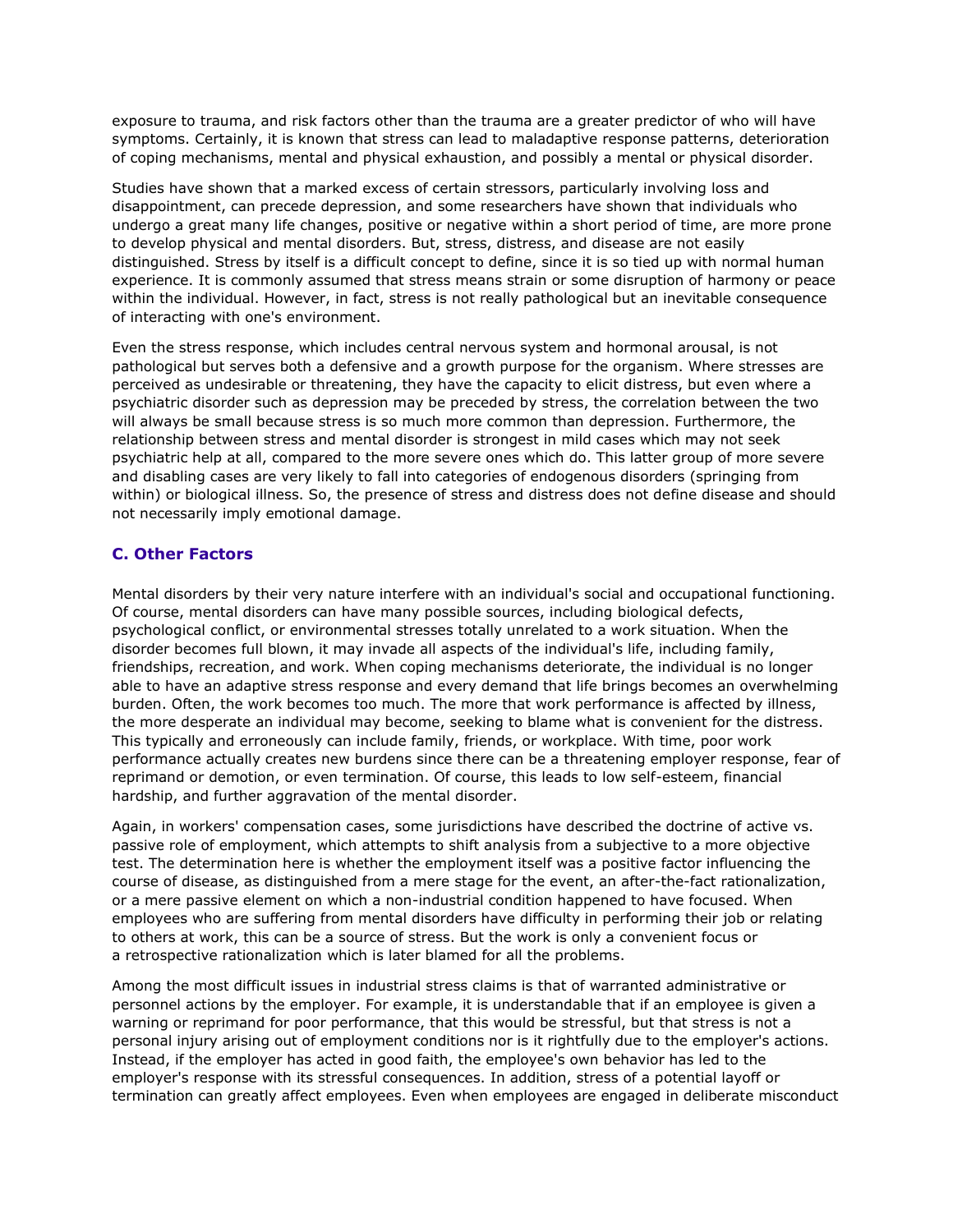exposure to trauma, and risk factors other than the trauma are a greater predictor of who will have symptoms. Certainly, it is known that stress can lead to maladaptive response patterns, deterioration of coping mechanisms, mental and physical exhaustion, and possibly a mental or physical disorder.

Studies have shown that a marked excess of certain stressors, particularly involving loss and disappointment, can precede depression, and some researchers have shown that individuals who undergo a great many life changes, positive or negative within a short period of time, are more prone to develop physical and mental disorders. But, stress, distress, and disease are not easily distinguished. Stress by itself is a difficult concept to define, since it is so tied up with normal human experience. It is commonly assumed that stress means strain or some disruption of harmony or peace within the individual. However, in fact, stress is not really pathological but an inevitable consequence of interacting with one's environment.

Even the stress response, which includes central nervous system and hormonal arousal, is not pathological but serves both a defensive and a growth purpose for the organism. Where stresses are perceived as undesirable or threatening, they have the capacity to elicit distress, but even where a psychiatric disorder such as depression may be preceded by stress, the correlation between the two will always be small because stress is so much more common than depression. Furthermore, the relationship between stress and mental disorder is strongest in mild cases which may not seek psychiatric help at all, compared to the more severe ones which do. This latter group of more severe and disabling cases are very likely to fall into categories of endogenous disorders (springing from within) or biological illness. So, the presence of stress and distress does not define disease and should not necessarily imply emotional damage.

### C. Other Factors

Mental disorders by their very nature interfere with an individual's social and occupational functioning. Of course, mental disorders can have many possible sources, including biological defects, psychological conflict, or environmental stresses totally unrelated to a work situation. When the disorder becomes full blown, it may invade all aspects of the individual's life, including family, friendships, recreation, and work. When coping mechanisms deteriorate, the individual is no longer able to have an adaptive stress response and every demand that life brings becomes an overwhelming burden. Often, the work becomes too much. The more that work performance is affected by illness, the more desperate an individual may become, seeking to blame what is convenient for the distress. This typically and erroneously can include family, friends, or workplace. With time, poor work performance actually creates new burdens since there can be a threatening employer response, fear of reprimand or demotion, or even termination. Of course, this leads to low self-esteem, financial hardship, and further aggravation of the mental disorder.

Again, in workers' compensation cases, some jurisdictions have described the doctrine of active vs. passive role of employment, which attempts to shift analysis from a subjective to a more objective test. The determination here is whether the employment itself was a positive factor influencing the course of disease, as distinguished from a mere stage for the event, an after-the-fact rationalization, or a mere passive element on which a non-industrial condition happened to have focused. When employees who are suffering from mental disorders have difficulty in performing their job or relating to others at work, this can be a source of stress. But the work is only a convenient focus or a retrospective rationalization which is later blamed for all the problems.

Among the most difficult issues in industrial stress claims is that of warranted administrative or personnel actions by the employer. For example, it is understandable that if an employee is given a warning or reprimand for poor performance, that this would be stressful, but that stress is not a personal injury arising out of employment conditions nor is it rightfully due to the employer's actions. Instead, if the employer has acted in good faith, the employee's own behavior has led to the employer's response with its stressful consequences. In addition, stress of a potential layoff or termination can greatly affect employees. Even when employees are engaged in deliberate misconduct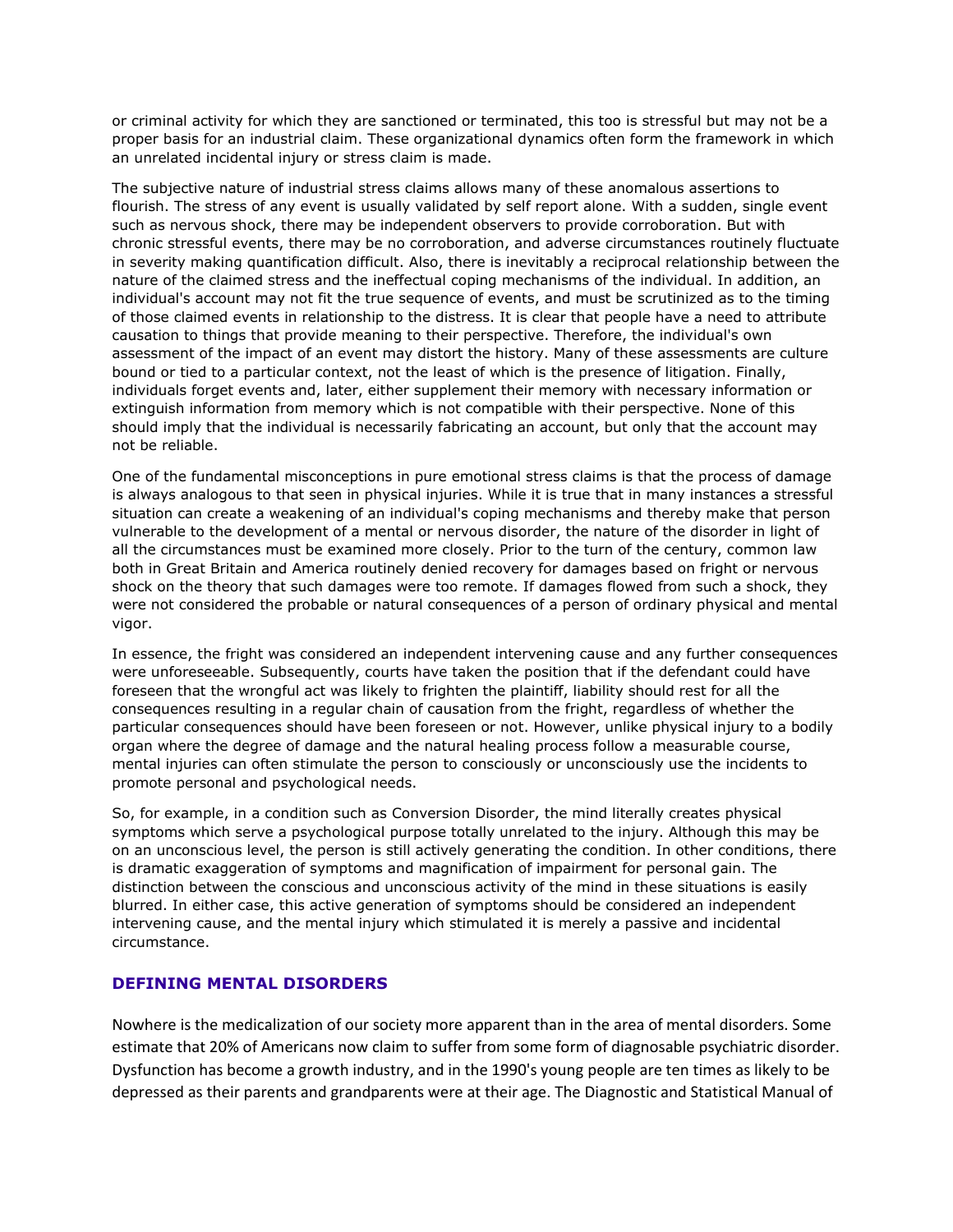or criminal activity for which they are sanctioned or terminated, this too is stressful but may not be a proper basis for an industrial claim. These organizational dynamics often form the framework in which an unrelated incidental injury or stress claim is made.

The subjective nature of industrial stress claims allows many of these anomalous assertions to flourish. The stress of any event is usually validated by self report alone. With a sudden, single event such as nervous shock, there may be independent observers to provide corroboration. But with chronic stressful events, there may be no corroboration, and adverse circumstances routinely fluctuate in severity making quantification difficult. Also, there is inevitably a reciprocal relationship between the nature of the claimed stress and the ineffectual coping mechanisms of the individual. In addition, an individual's account may not fit the true sequence of events, and must be scrutinized as to the timing of those claimed events in relationship to the distress. It is clear that people have a need to attribute causation to things that provide meaning to their perspective. Therefore, the individual's own assessment of the impact of an event may distort the history. Many of these assessments are culture bound or tied to a particular context, not the least of which is the presence of litigation. Finally, individuals forget events and, later, either supplement their memory with necessary information or extinguish information from memory which is not compatible with their perspective. None of this should imply that the individual is necessarily fabricating an account, but only that the account may not be reliable.

One of the fundamental misconceptions in pure emotional stress claims is that the process of damage is always analogous to that seen in physical injuries. While it is true that in many instances a stressful situation can create a weakening of an individual's coping mechanisms and thereby make that person vulnerable to the development of a mental or nervous disorder, the nature of the disorder in light of all the circumstances must be examined more closely. Prior to the turn of the century, common law both in Great Britain and America routinely denied recovery for damages based on fright or nervous shock on the theory that such damages were too remote. If damages flowed from such a shock, they were not considered the probable or natural consequences of a person of ordinary physical and mental vigor.

In essence, the fright was considered an independent intervening cause and any further consequences were unforeseeable. Subsequently, courts have taken the position that if the defendant could have foreseen that the wrongful act was likely to frighten the plaintiff, liability should rest for all the consequences resulting in a regular chain of causation from the fright, regardless of whether the particular consequences should have been foreseen or not. However, unlike physical injury to a bodily organ where the degree of damage and the natural healing process follow a measurable course, mental injuries can often stimulate the person to consciously or unconsciously use the incidents to promote personal and psychological needs.

So, for example, in a condition such as Conversion Disorder, the mind literally creates physical symptoms which serve a psychological purpose totally unrelated to the injury. Although this may be on an unconscious level, the person is still actively generating the condition. In other conditions, there is dramatic exaggeration of symptoms and magnification of impairment for personal gain. The distinction between the conscious and unconscious activity of the mind in these situations is easily blurred. In either case, this active generation of symptoms should be considered an independent intervening cause, and the mental injury which stimulated it is merely a passive and incidental circumstance.

## DEFINING MENTAL DISORDERS

Nowhere is the medicalization of our society more apparent than in the area of mental disorders. Some estimate that 20% of Americans now claim to suffer from some form of diagnosable psychiatric disorder. Dysfunction has become a growth industry, and in the 1990's young people are ten times as likely to be depressed as their parents and grandparents were at their age. The Diagnostic and Statistical Manual of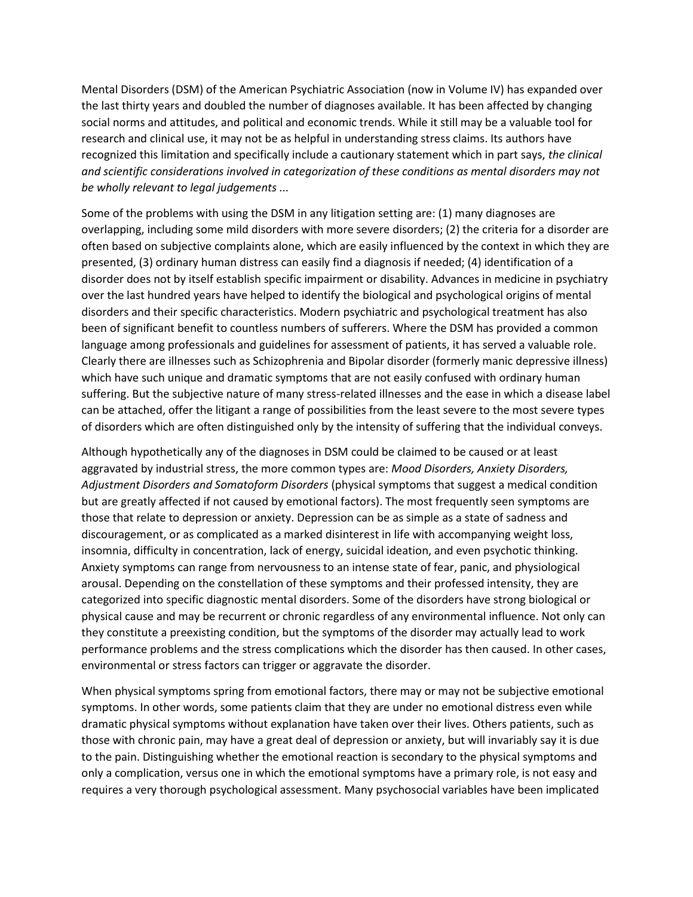Mental Disorders (DSM) of the American Psychiatric Association (now in Volume IV) has expanded over the last thirty years and doubled the number of diagnoses available. It has been affected by changing social norms and attitudes, and political and economic trends. While it still may be a valuable tool for research and clinical use, it may not be as helpful in understanding stress claims. Its authors have recognized this limitation and specifically include a cautionary statement which in part says, *the clinical and scientific considerations involved in categorization of these conditions as mental disorders may not be wholly relevant to legal judgements ...*

Some of the problems with using the DSM in any litigation setting are: (1) many diagnoses are overlapping, including some mild disorders with more severe disorders; (2) the criteria for a disorder are often based on subjective complaints alone, which are easily influenced by the context in which they are presented, (3) ordinary human distress can easily find a diagnosis if needed; (4) identification of a disorder does not by itself establish specific impairment or disability. Advances in medicine in psychiatry over the last hundred years have helped to identify the biological and psychological origins of mental disorders and their specific characteristics. Modern psychiatric and psychological treatment has also been of significant benefit to countless numbers of sufferers. Where the DSM has provided a common language among professionals and guidelines for assessment of patients, it has served a valuable role. Clearly there are illnesses such as Schizophrenia and Bipolar disorder (formerly manic depressive illness) which have such unique and dramatic symptoms that are not easily confused with ordinary human suffering. But the subjective nature of many stress-related illnesses and the ease in which a disease label can be attached, offer the litigant a range of possibilities from the least severe to the most severe types of disorders which are often distinguished only by the intensity of suffering that the individual conveys.

Although hypothetically any of the diagnoses in DSM could be claimed to be caused or at least aggravated by industrial stress, the more common types are: *Mood Disorders, Anxiety Disorders, Adjustment Disorders and Somatoform Disorders* (physical symptoms that suggest a medical condition but are greatly affected if not caused by emotional factors). The most frequently seen symptoms are those that relate to depression or anxiety. Depression can be as simple as a state of sadness and discouragement, or as complicated as a marked disinterest in life with accompanying weight loss, insomnia, difficulty in concentration, lack of energy, suicidal ideation, and even psychotic thinking. Anxiety symptoms can range from nervousness to an intense state of fear, panic, and physiological arousal. Depending on the constellation of these symptoms and their professed intensity, they are categorized into specific diagnostic mental disorders. Some of the disorders have strong biological or physical cause and may be recurrent or chronic regardless of any environmental influence. Not only can they constitute a preexisting condition, but the symptoms of the disorder may actually lead to work performance problems and the stress complications which the disorder has then caused. In other cases, environmental or stress factors can trigger or aggravate the disorder.

When physical symptoms spring from emotional factors, there may or may not be subjective emotional symptoms. In other words, some patients claim that they are under no emotional distress even while dramatic physical symptoms without explanation have taken over their lives. Others patients, such as those with chronic pain, may have a great deal of depression or anxiety, but will invariably say it is due to the pain. Distinguishing whether the emotional reaction is secondary to the physical symptoms and only a complication, versus one in which the emotional symptoms have a primary role, is not easy and requires a very thorough psychological assessment. Many psychosocial variables have been implicated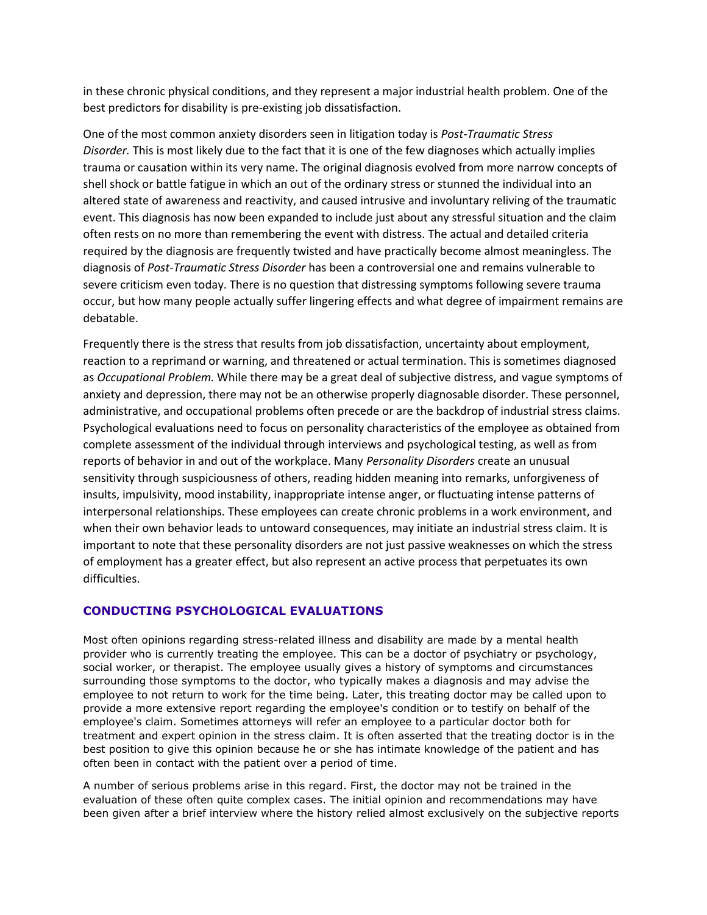in these chronic physical conditions, and they represent a major industrial health problem. One of the best predictors for disability is pre-existing job dissatisfaction.

One of the most common anxiety disorders seen in litigation today is *Post-Traumatic Stress Disorder.* This is most likely due to the fact that it is one of the few diagnoses which actually implies trauma or causation within its very name. The original diagnosis evolved from more narrow concepts of shell shock or battle fatigue in which an out of the ordinary stress or stunned the individual into an altered state of awareness and reactivity, and caused intrusive and involuntary reliving of the traumatic event. This diagnosis has now been expanded to include just about any stressful situation and the claim often rests on no more than remembering the event with distress. The actual and detailed criteria required by the diagnosis are frequently twisted and have practically become almost meaningless. The diagnosis of *Post-Traumatic Stress Disorder* has been a controversial one and remains vulnerable to severe criticism even today. There is no question that distressing symptoms following severe trauma occur, but how many people actually suffer lingering effects and what degree of impairment remains are debatable.

Frequently there is the stress that results from job dissatisfaction, uncertainty about employment, reaction to a reprimand or warning, and threatened or actual termination. This is sometimes diagnosed as *Occupational Problem.* While there may be a great deal of subjective distress, and vague symptoms of anxiety and depression, there may not be an otherwise properly diagnosable disorder. These personnel, administrative, and occupational problems often precede or are the backdrop of industrial stress claims. Psychological evaluations need to focus on personality characteristics of the employee as obtained from complete assessment of the individual through interviews and psychological testing, as well as from reports of behavior in and out of the workplace. Many *Personality Disorders* create an unusual sensitivity through suspiciousness of others, reading hidden meaning into remarks, unforgiveness of insults, impulsivity, mood instability, inappropriate intense anger, or fluctuating intense patterns of interpersonal relationships. These employees can create chronic problems in a work environment, and when their own behavior leads to untoward consequences, may initiate an industrial stress claim. It is important to note that these personality disorders are not just passive weaknesses on which the stress of employment has a greater effect, but also represent an active process that perpetuates its own difficulties.

## CONDUCTING PSYCHOLOGICAL EVALUATIONS

Most often opinions regarding stress-related illness and disability are made by a mental health provider who is currently treating the employee. This can be a doctor of psychiatry or psychology, social worker, or therapist. The employee usually gives a history of symptoms and circumstances surrounding those symptoms to the doctor, who typically makes a diagnosis and may advise the employee to not return to work for the time being. Later, this treating doctor may be called upon to provide a more extensive report regarding the employee's condition or to testify on behalf of the employee's claim. Sometimes attorneys will refer an employee to a particular doctor both for treatment and expert opinion in the stress claim. It is often asserted that the treating doctor is in the best position to give this opinion because he or she has intimate knowledge of the patient and has often been in contact with the patient over a period of time.

A number of serious problems arise in this regard. First, the doctor may not be trained in the evaluation of these often quite complex cases. The initial opinion and recommendations may have been given after a brief interview where the history relied almost exclusively on the subjective reports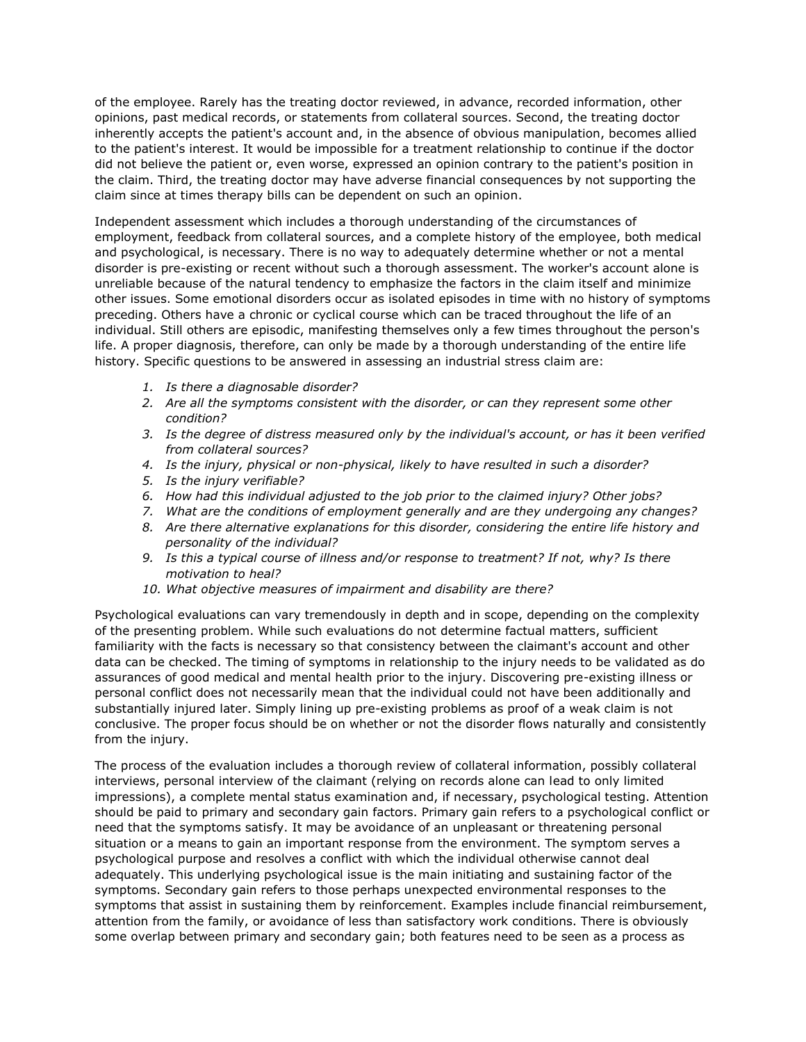of the employee. Rarely has the treating doctor reviewed, in advance, recorded information, other opinions, past medical records, or statements from collateral sources. Second, the treating doctor inherently accepts the patient's account and, in the absence of obvious manipulation, becomes allied to the patient's interest. It would be impossible for a treatment relationship to continue if the doctor did not believe the patient or, even worse, expressed an opinion contrary to the patient's position in the claim. Third, the treating doctor may have adverse financial consequences by not supporting the claim since at times therapy bills can be dependent on such an opinion.

Independent assessment which includes a thorough understanding of the circumstances of employment, feedback from collateral sources, and a complete history of the employee, both medical and psychological, is necessary. There is no way to adequately determine whether or not a mental disorder is pre-existing or recent without such a thorough assessment. The worker's account alone is unreliable because of the natural tendency to emphasize the factors in the claim itself and minimize other issues. Some emotional disorders occur as isolated episodes in time with no history of symptoms preceding. Others have a chronic or cyclical course which can be traced throughout the life of an individual. Still others are episodic, manifesting themselves only a few times throughout the person's life. A proper diagnosis, therefore, can only be made by a thorough understanding of the entire life history. Specific questions to be answered in assessing an industrial stress claim are:

1. *Is there a diagnosable disorder?*
2. *Are all the symptoms consistent with the disorder, or can they represent some other condition?*
3. *Is the degree of distress measured only by the individual's account, or has it been verified from collateral sources?*
4. *Is the injury, physical or non-physical, likely to have resulted in such a disorder?*
5. *Is the injury verifiable?*
6. *How had this individual adjusted to the job prior to the claimed injury? Other jobs?*
7. *What are the conditions of employment generally and are they undergoing any changes?*
8. *Are there alternative explanations for this disorder, considering the entire life history and personality of the individual?*
9. *Is this a typical course of illness and/or response to treatment? If not, why? Is there motivation to heal?*
10. *What objective measures of impairment and disability are there?*

Psychological evaluations can vary tremendously in depth and in scope, depending on the complexity of the presenting problem. While such evaluations do not determine factual matters, sufficient familiarity with the facts is necessary so that consistency between the claimant's account and other data can be checked. The timing of symptoms in relationship to the injury needs to be validated as do assurances of good medical and mental health prior to the injury. Discovering pre-existing illness or personal conflict does not necessarily mean that the individual could not have been additionally and substantially injured later. Simply lining up pre-existing problems as proof of a weak claim is not conclusive. The proper focus should be on whether or not the disorder flows naturally and consistently from the injury.

The process of the evaluation includes a thorough review of collateral information, possibly collateral interviews, personal interview of the claimant (relying on records alone can lead to only limited impressions), a complete mental status examination and, if necessary, psychological testing. Attention should be paid to primary and secondary gain factors. Primary gain refers to a psychological conflict or need that the symptoms satisfy. It may be avoidance of an unpleasant or threatening personal situation or a means to gain an important response from the environment. The symptom serves a psychological purpose and resolves a conflict with which the individual otherwise cannot deal adequately. This underlying psychological issue is the main initiating and sustaining factor of the symptoms. Secondary gain refers to those perhaps unexpected environmental responses to the symptoms that assist in sustaining them by reinforcement. Examples include financial reimbursement, attention from the family, or avoidance of less than satisfactory work conditions. There is obviously some overlap between primary and secondary gain; both features need to be seen as a process as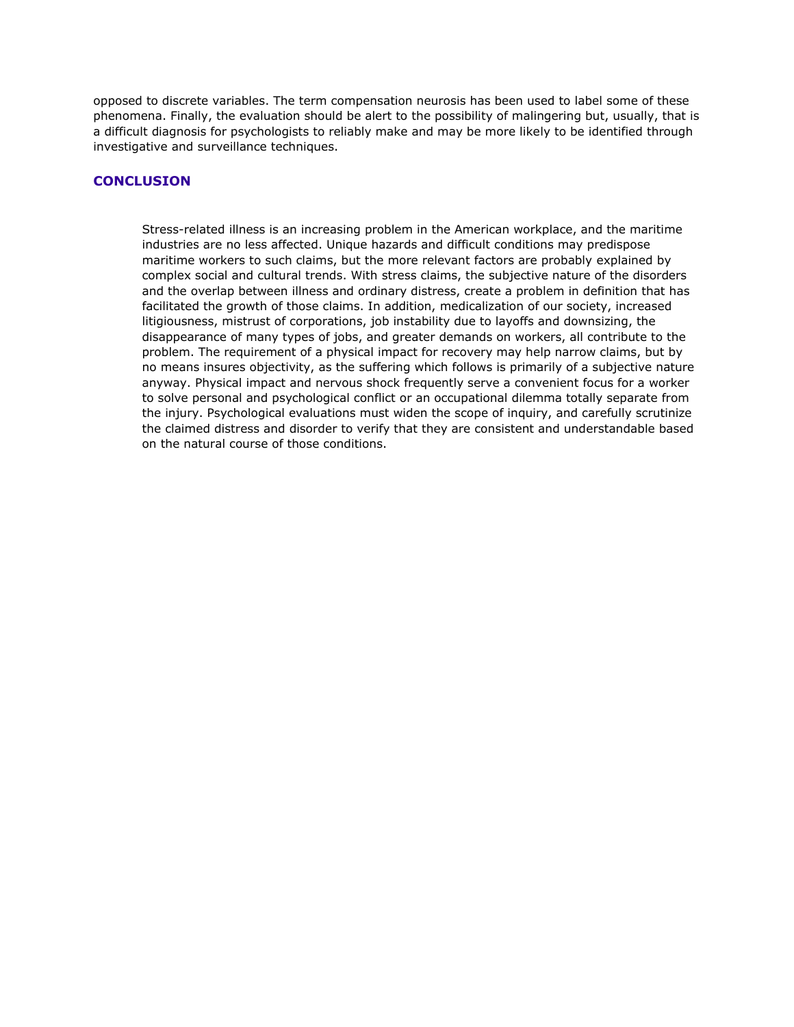opposed to discrete variables. The term compensation neurosis has been used to label some of these phenomena. Finally, the evaluation should be alert to the possibility of malingering but, usually, that is a difficult diagnosis for psychologists to reliably make and may be more likely to be identified through investigative and surveillance techniques.

## CONCLUSION

Stress-related illness is an increasing problem in the American workplace, and the maritime industries are no less affected. Unique hazards and difficult conditions may predispose maritime workers to such claims, but the more relevant factors are probably explained by complex social and cultural trends. With stress claims, the subjective nature of the disorders and the overlap between illness and ordinary distress, create a problem in definition that has facilitated the growth of those claims. In addition, medicalization of our society, increased litigiousness, mistrust of corporations, job instability due to layoffs and downsizing, the disappearance of many types of jobs, and greater demands on workers, all contribute to the problem. The requirement of a physical impact for recovery may help narrow claims, but by no means insures objectivity, as the suffering which follows is primarily of a subjective nature anyway. Physical impact and nervous shock frequently serve a convenient focus for a worker to solve personal and psychological conflict or an occupational dilemma totally separate from the injury. Psychological evaluations must widen the scope of inquiry, and carefully scrutinize the claimed distress and disorder to verify that they are consistent and understandable based on the natural course of those conditions.